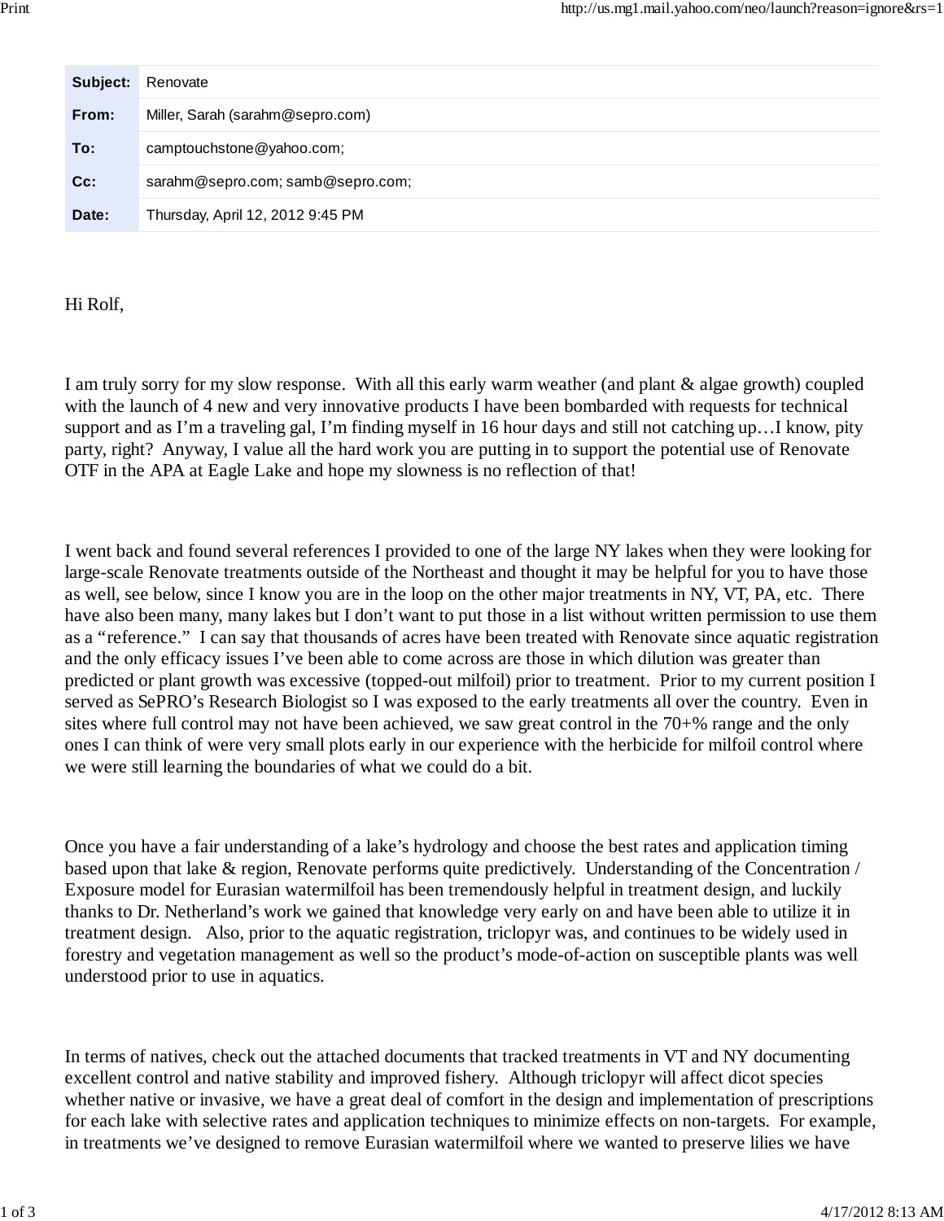| **Subject:** | Renovate |
|---|---|
| **From:** | Miller, Sarah (sarahm@sepro.com) |
| **To:** | camptouchstone@yahoo.com; |
| **Cc:** | sarahm@sepro.com; samb@sepro.com; |
| **Date:** | Thursday, April 12, 2012 9:45 PM |

Hi Rolf,

I am truly sorry for my slow response. With all this early warm weather (and plant & algae growth) coupled with the launch of 4 new and very innovative products I have been bombarded with requests for technical support and as I'm a traveling gal, I'm finding myself in 16 hour days and still not catching up…I know, pity party, right? Anyway, I value all the hard work you are putting in to support the potential use of Renovate OTF in the APA at Eagle Lake and hope my slowness is no reflection of that!

I went back and found several references I provided to one of the large NY lakes when they were looking for large-scale Renovate treatments outside of the Northeast and thought it may be helpful for you to have those as well, see below, since I know you are in the loop on the other major treatments in NY, VT, PA, etc. There have also been many, many lakes but I don't want to put those in a list without written permission to use them as a "reference." I can say that thousands of acres have been treated with Renovate since aquatic registration and the only efficacy issues I've been able to come across are those in which dilution was greater than predicted or plant growth was excessive (topped-out milfoil) prior to treatment. Prior to my current position I served as SePRO's Research Biologist so I was exposed to the early treatments all over the country. Even in sites where full control may not have been achieved, we saw great control in the 70+% range and the only ones I can think of were very small plots early in our experience with the herbicide for milfoil control where we were still learning the boundaries of what we could do a bit.

Once you have a fair understanding of a lake's hydrology and choose the best rates and application timing based upon that lake & region, Renovate performs quite predictively. Understanding of the Concentration / Exposure model for Eurasian watermilfoil has been tremendously helpful in treatment design, and luckily thanks to Dr. Netherland's work we gained that knowledge very early on and have been able to utilize it in treatment design. Also, prior to the aquatic registration, triclopyr was, and continues to be widely used in forestry and vegetation management as well so the product's mode-of-action on susceptible plants was well understood prior to use in aquatics.

In terms of natives, check out the attached documents that tracked treatments in VT and NY documenting excellent control and native stability and improved fishery. Although triclopyr will affect dicot species whether native or invasive, we have a great deal of comfort in the design and implementation of prescriptions for each lake with selective rates and application techniques to minimize effects on non-targets. For example, in treatments we've designed to remove Eurasian watermilfoil where we wanted to preserve lilies we have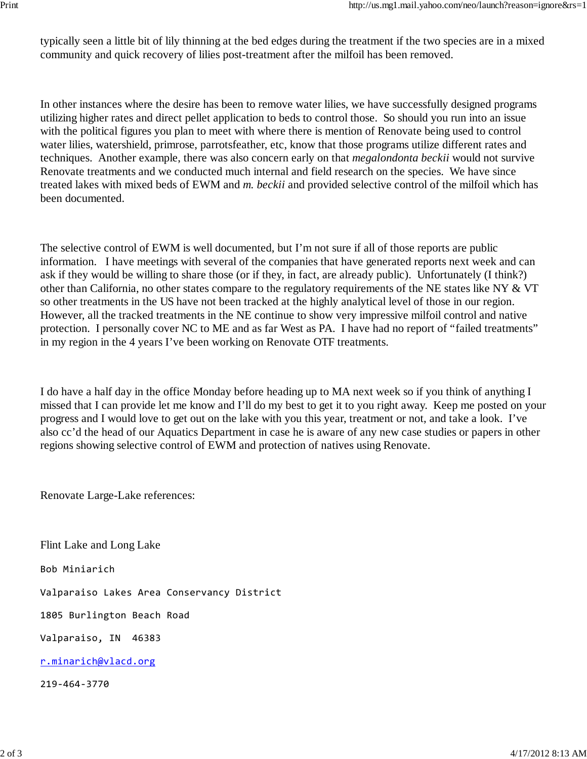typically seen a little bit of lily thinning at the bed edges during the treatment if the two species are in a mixed community and quick recovery of lilies post-treatment after the milfoil has been removed.

In other instances where the desire has been to remove water lilies, we have successfully designed programs utilizing higher rates and direct pellet application to beds to control those. So should you run into an issue with the political figures you plan to meet with where there is mention of Renovate being used to control water lilies, watershield, primrose, parrotsfeather, etc, know that those programs utilize different rates and techniques. Another example, there was also concern early on that *megalondonta beckii* would not survive Renovate treatments and we conducted much internal and field research on the species. We have since treated lakes with mixed beds of EWM and *m. beckii* and provided selective control of the milfoil which has been documented.

The selective control of EWM is well documented, but I'm not sure if all of those reports are public information. I have meetings with several of the companies that have generated reports next week and can ask if they would be willing to share those (or if they, in fact, are already public). Unfortunately (I think?) other than California, no other states compare to the regulatory requirements of the NE states like NY & VT so other treatments in the US have not been tracked at the highly analytical level of those in our region. However, all the tracked treatments in the NE continue to show very impressive milfoil control and native protection. I personally cover NC to ME and as far West as PA. I have had no report of "failed treatments" in my region in the 4 years I've been working on Renovate OTF treatments.

I do have a half day in the office Monday before heading up to MA next week so if you think of anything I missed that I can provide let me know and I'll do my best to get it to you right away. Keep me posted on your progress and I would love to get out on the lake with you this year, treatment or not, and take a look. I've also cc'd the head of our Aquatics Department in case he is aware of any new case studies or papers in other regions showing selective control of EWM and protection of natives using Renovate.

Renovate Large-Lake references:

Flint Lake and Long Lake

Bob Miniarich

Valparaiso Lakes Area Conservancy District

1805 Burlington Beach Road

Valparaiso, IN 46383

r.minarich@vlacd.org

219-464-3770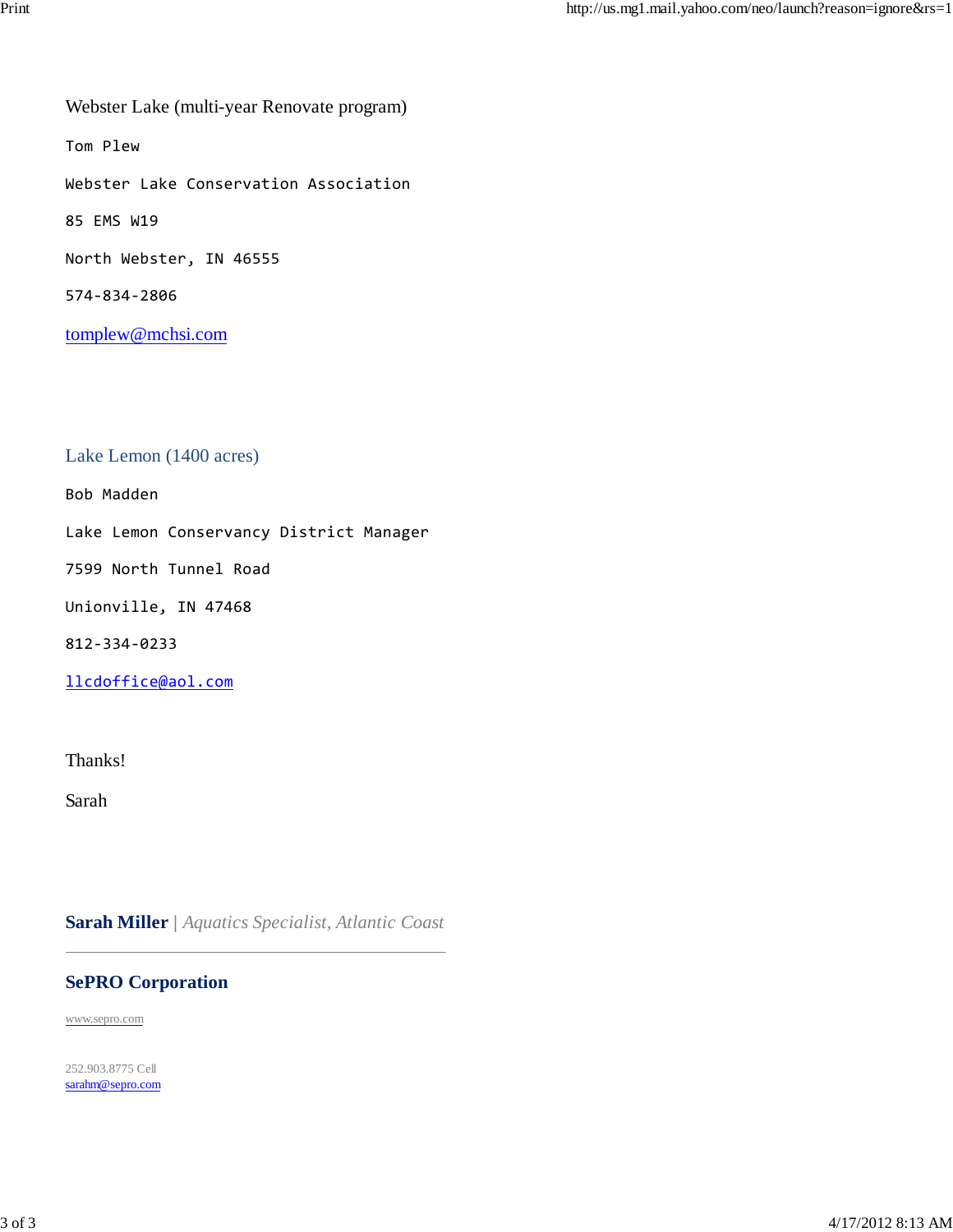Webster Lake (multi-year Renovate program)

Tom Plew

Webster Lake Conservation Association

85 EMS W19

North Webster, IN 46555

574-834-2806

tomplew@mchsi.com

Lake Lemon (1400 acres)

Bob Madden

Lake Lemon Conservancy District Manager

7599 North Tunnel Road

Unionville, IN 47468

812-334-0233

llcdoffice@aol.com

Thanks!

Sarah

**Sarah Miller** | *Aquatics Specialist, Atlantic Coast*

---

**SePRO Corporation**

www.sepro.com

252.903.8775 Cell
sarahm@sepro.com